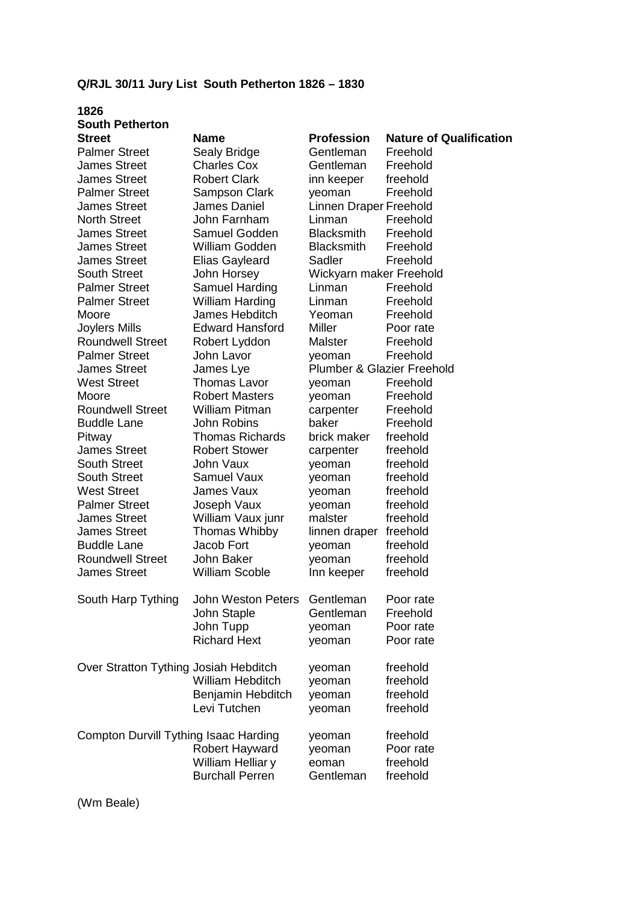**Q/RJL 30/11 Jury List South Petherton 1826 – 1830**

**1826**

**South Petherton**

| **Street** | **Name** | **Profession** | **Nature of Qualification** |
|---|---|---|---|
| Palmer Street | Sealy Bridge | Gentleman | Freehold |
| James Street | Charles Cox | Gentleman | Freehold |
| James Street | Robert Clark | inn keeper | freehold |
| Palmer Street | Sampson Clark | yeoman | Freehold |
| James Street | James Daniel | Linnen Draper | Freehold |
| North Street | John Farnham | Linman | Freehold |
| James Street | Samuel Godden | Blacksmith | Freehold |
| James Street | William Godden | Blacksmith | Freehold |
| James Street | Elias Gayleard | Sadler | Freehold |
| South Street | John Horsey | Wickyarn maker | Freehold |
| Palmer Street | Samuel Harding | Linman | Freehold |
| Palmer Street | William Harding | Linman | Freehold |
| Moore | James Hebditch | Yeoman | Freehold |
| Joylers Mills | Edward Hansford | Miller | Poor rate |
| Roundwell Street | Robert Lyddon | Malster | Freehold |
| Palmer Street | John Lavor | yeoman | Freehold |
| James Street | James Lye | Plumber & Glazier | Freehold |
| West Street | Thomas Lavor | yeoman | Freehold |
| Moore | Robert Masters | yeoman | Freehold |
| Roundwell Street | William Pitman | carpenter | Freehold |
| Buddle Lane | John Robins | baker | Freehold |
| Pitway | Thomas Richards | brick maker | freehold |
| James Street | Robert Stower | carpenter | freehold |
| South Street | John Vaux | yeoman | freehold |
| South Street | Samuel Vaux | yeoman | freehold |
| West Street | James Vaux | yeoman | freehold |
| Palmer Street | Joseph Vaux | yeoman | freehold |
| James Street | William Vaux junr | malster | freehold |
| James Street | Thomas Whibby | linnen draper | freehold |
| Buddle Lane | Jacob Fort | yeoman | freehold |
| Roundwell Street | John Baker | yeoman | freehold |
| James Street | William Scoble | Inn keeper | freehold |
| | | | |
| South Harp Tything | John Weston Peters | Gentleman | Poor rate |
| | John Staple | Gentleman | Freehold |
| | John Tupp | yeoman | Poor rate |
| | Richard Hext | yeoman | Poor rate |
| | | | |
| Over Stratton Tything | Josiah Hebditch | yeoman | freehold |
| | William Hebditch | yeoman | freehold |
| | Benjamin Hebditch | yeoman | freehold |
| | Levi Tutchen | yeoman | freehold |
| | | | |
| Compton Durvill Tything | Isaac Harding | yeoman | freehold |
| | Robert Hayward | yeoman | Poor rate |
| | William Helliar y | eoman | freehold |
| | Burchall Perren | Gentleman | freehold |

(Wm Beale)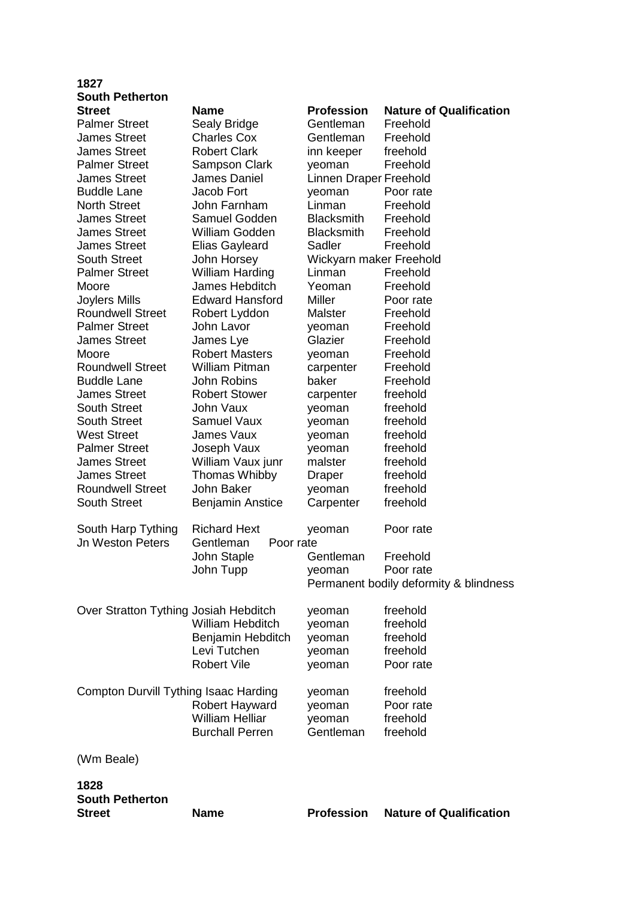**1827**
**South Petherton**

| **Street** | **Name** | **Profession** | **Nature of Qualification** |
|---|---|---|---|
| Palmer Street | Sealy Bridge | Gentleman | Freehold |
| James Street | Charles Cox | Gentleman | Freehold |
| James Street | Robert Clark | inn keeper | freehold |
| Palmer Street | Sampson Clark | yeoman | Freehold |
| James Street | James Daniel | Linnen Draper | Freehold |
| Buddle Lane | Jacob Fort | yeoman | Poor rate |
| North Street | John Farnham | Linman | Freehold |
| James Street | Samuel Godden | Blacksmith | Freehold |
| James Street | William Godden | Blacksmith | Freehold |
| James Street | Elias Gayleard | Sadler | Freehold |
| South Street | John Horsey | Wickyarn maker | Freehold |
| Palmer Street | William Harding | Linman | Freehold |
| Moore | James Hebditch | Yeoman | Freehold |
| Joylers Mills | Edward Hansford | Miller | Poor rate |
| Roundwell Street | Robert Lyddon | Malster | Freehold |
| Palmer Street | John Lavor | yeoman | Freehold |
| James Street | James Lye | Glazier | Freehold |
| Moore | Robert Masters | yeoman | Freehold |
| Roundwell Street | William Pitman | carpenter | Freehold |
| Buddle Lane | John Robins | baker | Freehold |
| James Street | Robert Stower | carpenter | freehold |
| South Street | John Vaux | yeoman | freehold |
| South Street | Samuel Vaux | yeoman | freehold |
| West Street | James Vaux | yeoman | freehold |
| Palmer Street | Joseph Vaux | yeoman | freehold |
| James Street | William Vaux junr | malster | freehold |
| James Street | Thomas Whibby | Draper | freehold |
| Roundwell Street | John Baker | yeoman | freehold |
| South Street | Benjamin Anstice | Carpenter | freehold |
| | | | |
| South Harp Tything | Richard Hext | yeoman | Poor rate |
| Jn Weston Peters | Gentleman | Poor rate | |
| | John Staple | Gentleman | Freehold |
| | John Tupp | yeoman | Poor rate |
| | | Permanent bodily deformity & blindness | |
| | | | |
| Over Stratton Tything | Josiah Hebditch | yeoman | freehold |
| | William Hebditch | yeoman | freehold |
| | Benjamin Hebditch | yeoman | freehold |
| | Levi Tutchen | yeoman | freehold |
| | Robert Vile | yeoman | Poor rate |
| | | | |
| Compton Durvill Tything | Isaac Harding | yeoman | freehold |
| | Robert Hayward | yeoman | Poor rate |
| | William Helliar | yeoman | freehold |
| | Burchall Perren | Gentleman | freehold |

(Wm Beale)

**1828**
**South Petherton**

| **Street** | **Name** | **Profession** | **Nature of Qualification** |
|---|---|---|---|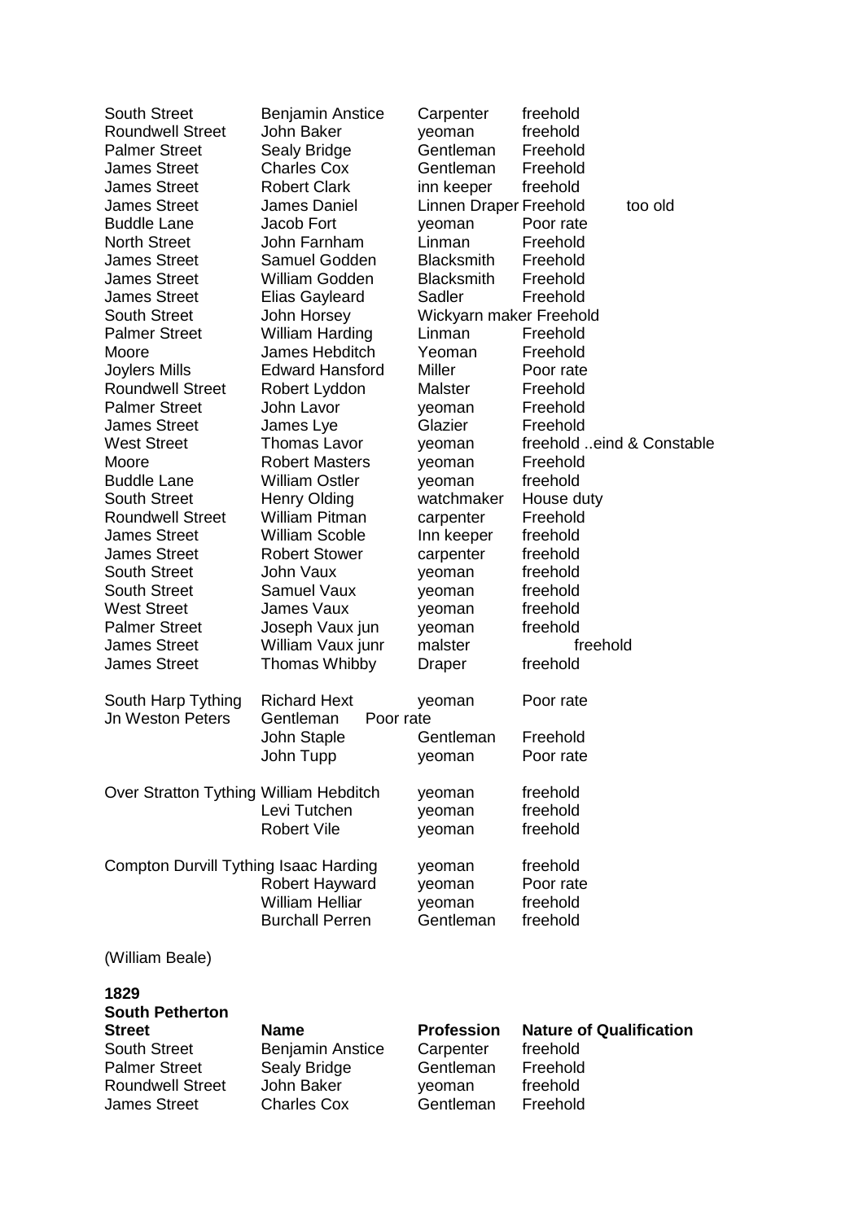| | | | | |
|---|---|---|---|---|
| South Street | Benjamin Anstice | Carpenter | freehold | |
| Roundwell Street | John Baker | yeoman | freehold | |
| Palmer Street | Sealy Bridge | Gentleman | Freehold | |
| James Street | Charles Cox | Gentleman | Freehold | |
| James Street | Robert Clark | inn keeper | freehold | |
| James Street | James Daniel | Linnen Draper | Freehold | too old |
| Buddle Lane | Jacob Fort | yeoman | Poor rate | |
| North Street | John Farnham | Linman | Freehold | |
| James Street | Samuel Godden | Blacksmith | Freehold | |
| James Street | William Godden | Blacksmith | Freehold | |
| James Street | Elias Gayleard | Sadler | Freehold | |
| South Street | John Horsey | Wickyarn maker | Freehold | |
| Palmer Street | William Harding | Linman | Freehold | |
| Moore | James Hebditch | Yeoman | Freehold | |
| Joylers Mills | Edward Hansford | Miller | Poor rate | |
| Roundwell Street | Robert Lyddon | Malster | Freehold | |
| Palmer Street | John Lavor | yeoman | Freehold | |
| James Street | James Lye | Glazier | Freehold | |
| West Street | Thomas Lavor | yeoman | freehold ..eind & Constable | |
| Moore | Robert Masters | yeoman | Freehold | |
| Buddle Lane | William Ostler | yeoman | freehold | |
| South Street | Henry Olding | watchmaker | House duty | |
| Roundwell Street | William Pitman | carpenter | Freehold | |
| James Street | William Scoble | Inn keeper | freehold | |
| James Street | Robert Stower | carpenter | freehold | |
| South Street | John Vaux | yeoman | freehold | |
| South Street | Samuel Vaux | yeoman | freehold | |
| West Street | James Vaux | yeoman | freehold | |
| Palmer Street | Joseph Vaux jun | yeoman | freehold | |
| James Street | William Vaux junr | malster | freehold | |
| James Street | Thomas Whibby | Draper | freehold | |
| | | | | |
| South Harp Tything | Richard Hext | yeoman | Poor rate | |
| Jn Weston Peters | Gentleman | Poor rate | | |
| | John Staple | Gentleman | Freehold | |
| | John Tupp | yeoman | Poor rate | |
| | | | | |
| Over Stratton Tything | William Hebditch | yeoman | freehold | |
| | Levi Tutchen | yeoman | freehold | |
| | Robert Vile | yeoman | freehold | |
| | | | | |
| Compton Durvill Tything | Isaac Harding | yeoman | freehold | |
| | Robert Hayward | yeoman | Poor rate | |
| | William Helliar | yeoman | freehold | |
| | Burchall Perren | Gentleman | freehold | |

(William Beale)

**1829**
**South Petherton**

| Street | Name | Profession | Nature of Qualification |
|---|---|---|---|
| South Street | Benjamin Anstice | Carpenter | freehold |
| Palmer Street | Sealy Bridge | Gentleman | Freehold |
| Roundwell Street | John Baker | yeoman | freehold |
| James Street | Charles Cox | Gentleman | Freehold |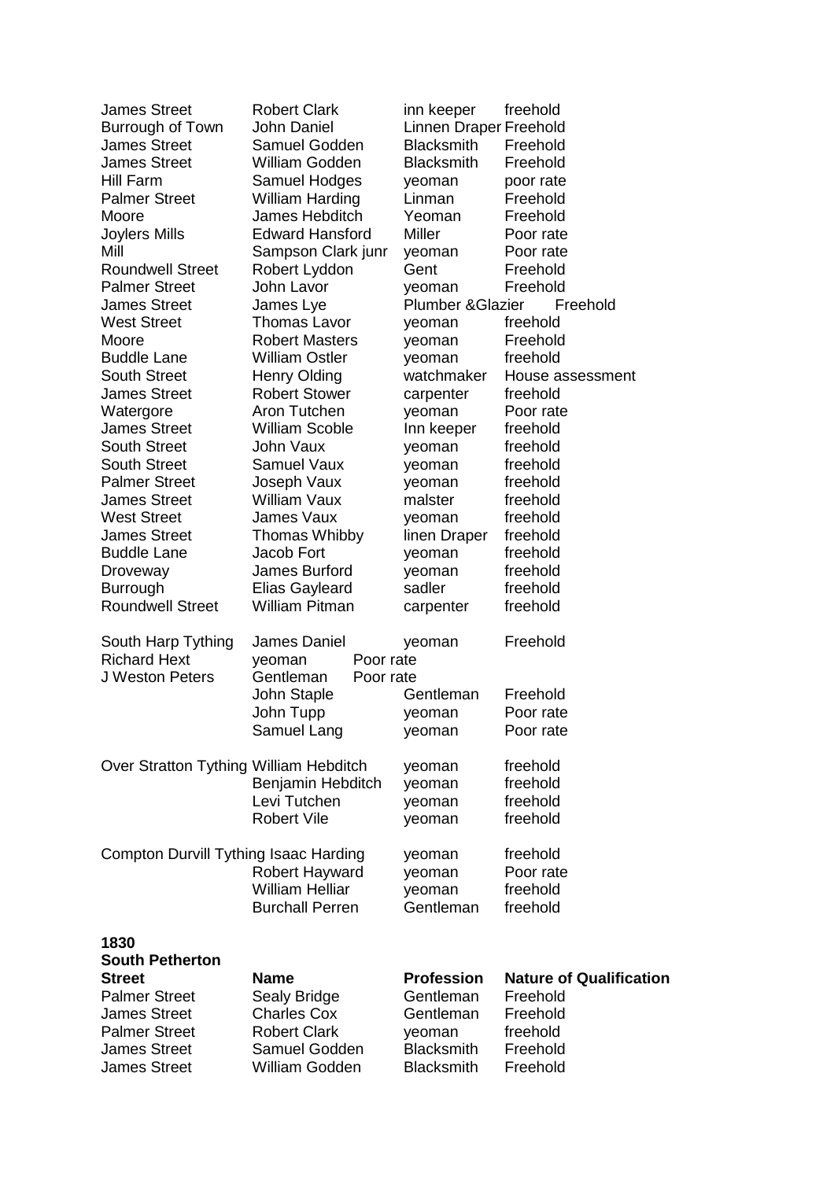| | | | |
|---|---|---|---|
| James Street | Robert Clark | inn keeper | freehold |
| Burrough of Town | John Daniel | Linnen Draper | Freehold |
| James Street | Samuel Godden | Blacksmith | Freehold |
| James Street | William Godden | Blacksmith | Freehold |
| Hill Farm | Samuel Hodges | yeoman | poor rate |
| Palmer Street | William Harding | Linman | Freehold |
| Moore | James Hebditch | Yeoman | Freehold |
| Joylers Mills | Edward Hansford | Miller | Poor rate |
| Mill | Sampson Clark junr | yeoman | Poor rate |
| Roundwell Street | Robert Lyddon | Gent | Freehold |
| Palmer Street | John Lavor | yeoman | Freehold |
| James Street | James Lye | Plumber &Glazier | Freehold |
| West Street | Thomas Lavor | yeoman | freehold |
| Moore | Robert Masters | yeoman | Freehold |
| Buddle Lane | William Ostler | yeoman | freehold |
| South Street | Henry Olding | watchmaker | House assessment |
| James Street | Robert Stower | carpenter | freehold |
| Watergore | Aron Tutchen | yeoman | Poor rate |
| James Street | William Scoble | Inn keeper | freehold |
| South Street | John Vaux | yeoman | freehold |
| South Street | Samuel Vaux | yeoman | freehold |
| Palmer Street | Joseph Vaux | yeoman | freehold |
| James Street | William Vaux | malster | freehold |
| West Street | James Vaux | yeoman | freehold |
| James Street | Thomas Whibby | linen Draper | freehold |
| Buddle Lane | Jacob Fort | yeoman | freehold |
| Droveway | James Burford | yeoman | freehold |
| Burrough | Elias Gayleard | sadler | freehold |
| Roundwell Street | William Pitman | carpenter | freehold |
| | | | |
| South Harp Tything | James Daniel | yeoman | Freehold |
| | Richard Hext | yeoman | Poor rate |
| | J Weston Peters | Gentleman | Poor rate |
| | John Staple | Gentleman | Freehold |
| | John Tupp | yeoman | Poor rate |
| | Samuel Lang | yeoman | Poor rate |
| | | | |
| Over Stratton Tything | William Hebditch | yeoman | freehold |
| | Benjamin Hebditch | yeoman | freehold |
| | Levi Tutchen | yeoman | freehold |
| | Robert Vile | yeoman | freehold |
| | | | |
| Compton Durvill Tything | Isaac Harding | yeoman | freehold |
| | Robert Hayward | yeoman | Poor rate |
| | William Helliar | yeoman | freehold |
| | Burchall Perren | Gentleman | freehold |

**1830**
**South Petherton**

| **Street** | **Name** | **Profession** | **Nature of Qualification** |
|---|---|---|---|
| Palmer Street | Sealy Bridge | Gentleman | Freehold |
| James Street | Charles Cox | Gentleman | Freehold |
| Palmer Street | Robert Clark | yeoman | freehold |
| James Street | Samuel Godden | Blacksmith | Freehold |
| James Street | William Godden | Blacksmith | Freehold |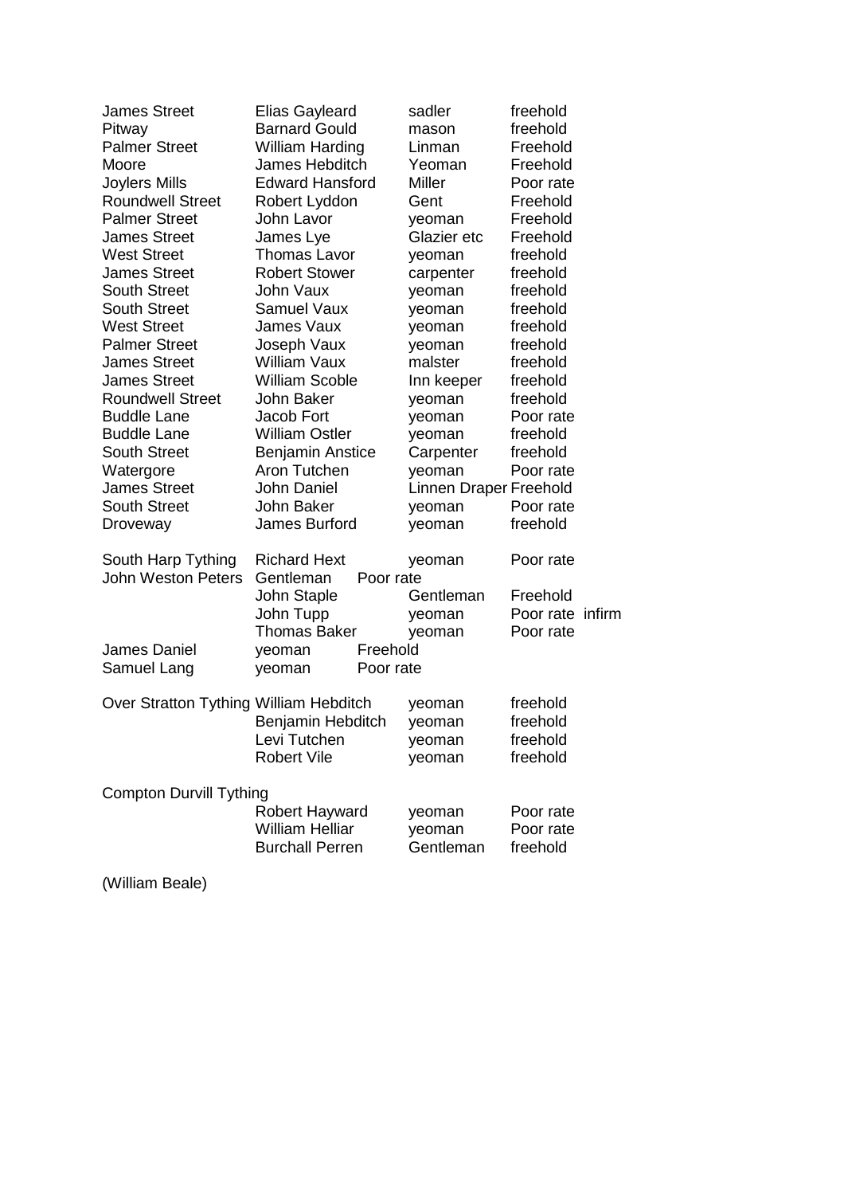| | | | | |
|---|---|---|---|---|
| James Street | Elias Gayleard | sadler | freehold | |
| Pitway | Barnard Gould | mason | freehold | |
| Palmer Street | William Harding | Linman | Freehold | |
| Moore | James Hebditch | Yeoman | Freehold | |
| Joylers Mills | Edward Hansford | Miller | Poor rate | |
| Roundwell Street | Robert Lyddon | Gent | Freehold | |
| Palmer Street | John Lavor | yeoman | Freehold | |
| James Street | James Lye | Glazier etc | Freehold | |
| West Street | Thomas Lavor | yeoman | freehold | |
| James Street | Robert Stower | carpenter | freehold | |
| South Street | John Vaux | yeoman | freehold | |
| South Street | Samuel Vaux | yeoman | freehold | |
| West Street | James Vaux | yeoman | freehold | |
| Palmer Street | Joseph Vaux | yeoman | freehold | |
| James Street | William Vaux | malster | freehold | |
| James Street | William Scoble | Inn keeper | freehold | |
| Roundwell Street | John Baker | yeoman | freehold | |
| Buddle Lane | Jacob Fort | yeoman | Poor rate | |
| Buddle Lane | William Ostler | yeoman | freehold | |
| South Street | Benjamin Anstice | Carpenter | freehold | |
| Watergore | Aron Tutchen | yeoman | Poor rate | |
| James Street | John Daniel | Linnen Draper | Freehold | |
| South Street | John Baker | yeoman | Poor rate | |
| Droveway | James Burford | yeoman | freehold | |
| | | | | |
| South Harp Tything | Richard Hext | yeoman | Poor rate | |
| John Weston Peters | Gentleman | Poor rate | | |
| | John Staple | Gentleman | Freehold | |
| | John Tupp | yeoman | Poor rate | infirm |
| | Thomas Baker | yeoman | Poor rate | |
| James Daniel | yeoman | Freehold | | |
| Samuel Lang | yeoman | Poor rate | | |
| | | | | |
| Over Stratton Tything | William Hebditch | yeoman | freehold | |
| | Benjamin Hebditch | yeoman | freehold | |
| | Levi Tutchen | yeoman | freehold | |
| | Robert Vile | yeoman | freehold | |
| | | | | |
| Compton Durvill Tything | | | | |
| | Robert Hayward | yeoman | Poor rate | |
| | William Helliar | yeoman | Poor rate | |
| | Burchall Perren | Gentleman | freehold | |

(William Beale)